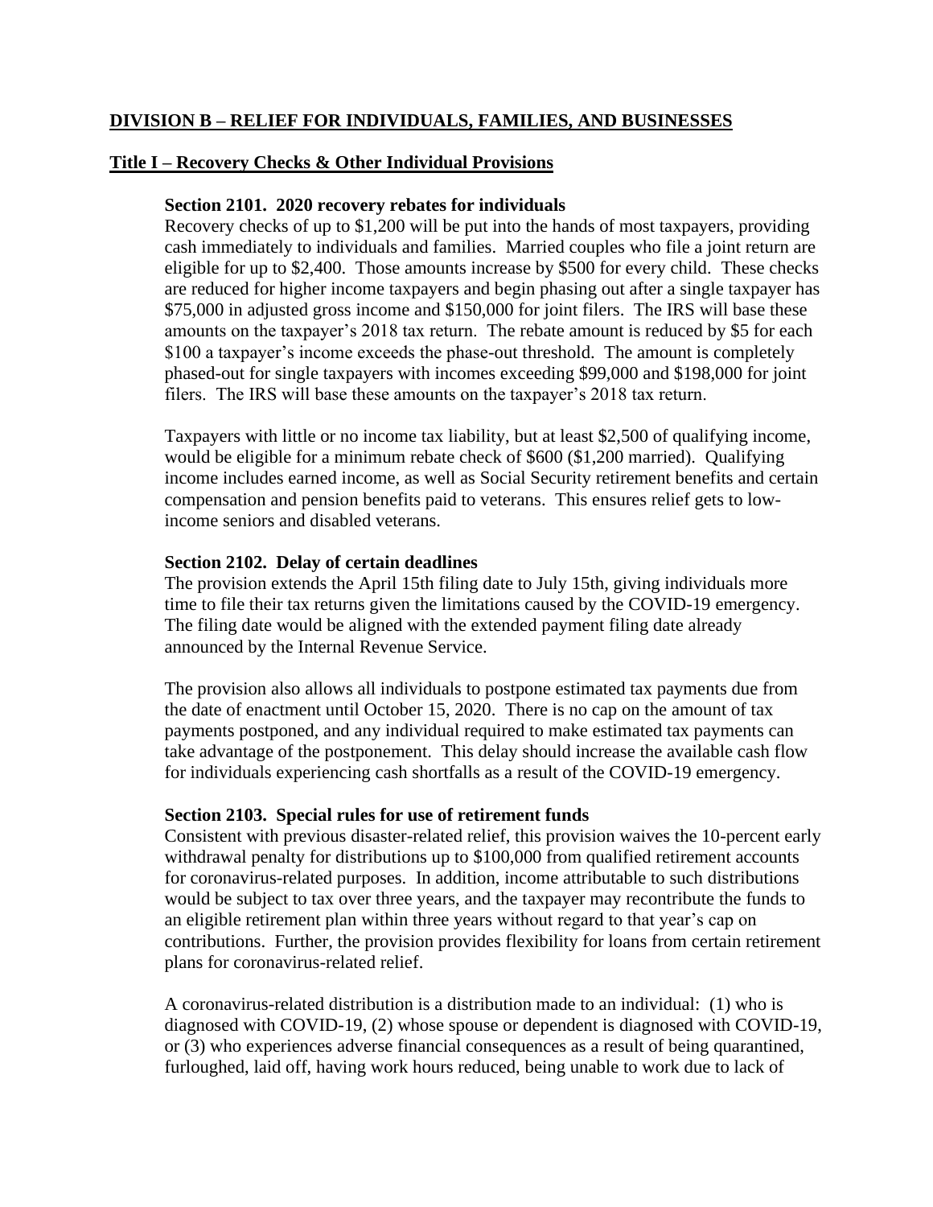## DIVISION B – RELIEF FOR INDIVIDUALS, FAMILIES, AND BUSINESSES

### Title I – Recovery Checks & Other Individual Provisions

**Section 2101. 2020 recovery rebates for individuals**

Recovery checks of up to $1,200 will be put into the hands of most taxpayers, providing cash immediately to individuals and families. Married couples who file a joint return are eligible for up to $2,400. Those amounts increase by $500 for every child. These checks are reduced for higher income taxpayers and begin phasing out after a single taxpayer has $75,000 in adjusted gross income and $150,000 for joint filers. The IRS will base these amounts on the taxpayer's 2018 tax return. The rebate amount is reduced by $5 for each $100 a taxpayer's income exceeds the phase-out threshold. The amount is completely phased-out for single taxpayers with incomes exceeding $99,000 and $198,000 for joint filers. The IRS will base these amounts on the taxpayer's 2018 tax return.

Taxpayers with little or no income tax liability, but at least $2,500 of qualifying income, would be eligible for a minimum rebate check of $600 ($1,200 married). Qualifying income includes earned income, as well as Social Security retirement benefits and certain compensation and pension benefits paid to veterans. This ensures relief gets to low-income seniors and disabled veterans.

**Section 2102. Delay of certain deadlines**

The provision extends the April 15th filing date to July 15th, giving individuals more time to file their tax returns given the limitations caused by the COVID-19 emergency. The filing date would be aligned with the extended payment filing date already announced by the Internal Revenue Service.

The provision also allows all individuals to postpone estimated tax payments due from the date of enactment until October 15, 2020. There is no cap on the amount of tax payments postponed, and any individual required to make estimated tax payments can take advantage of the postponement. This delay should increase the available cash flow for individuals experiencing cash shortfalls as a result of the COVID-19 emergency.

**Section 2103. Special rules for use of retirement funds**

Consistent with previous disaster-related relief, this provision waives the 10-percent early withdrawal penalty for distributions up to $100,000 from qualified retirement accounts for coronavirus-related purposes. In addition, income attributable to such distributions would be subject to tax over three years, and the taxpayer may recontribute the funds to an eligible retirement plan within three years without regard to that year's cap on contributions. Further, the provision provides flexibility for loans from certain retirement plans for coronavirus-related relief.

A coronavirus-related distribution is a distribution made to an individual: (1) who is diagnosed with COVID-19, (2) whose spouse or dependent is diagnosed with COVID-19, or (3) who experiences adverse financial consequences as a result of being quarantined, furloughed, laid off, having work hours reduced, being unable to work due to lack of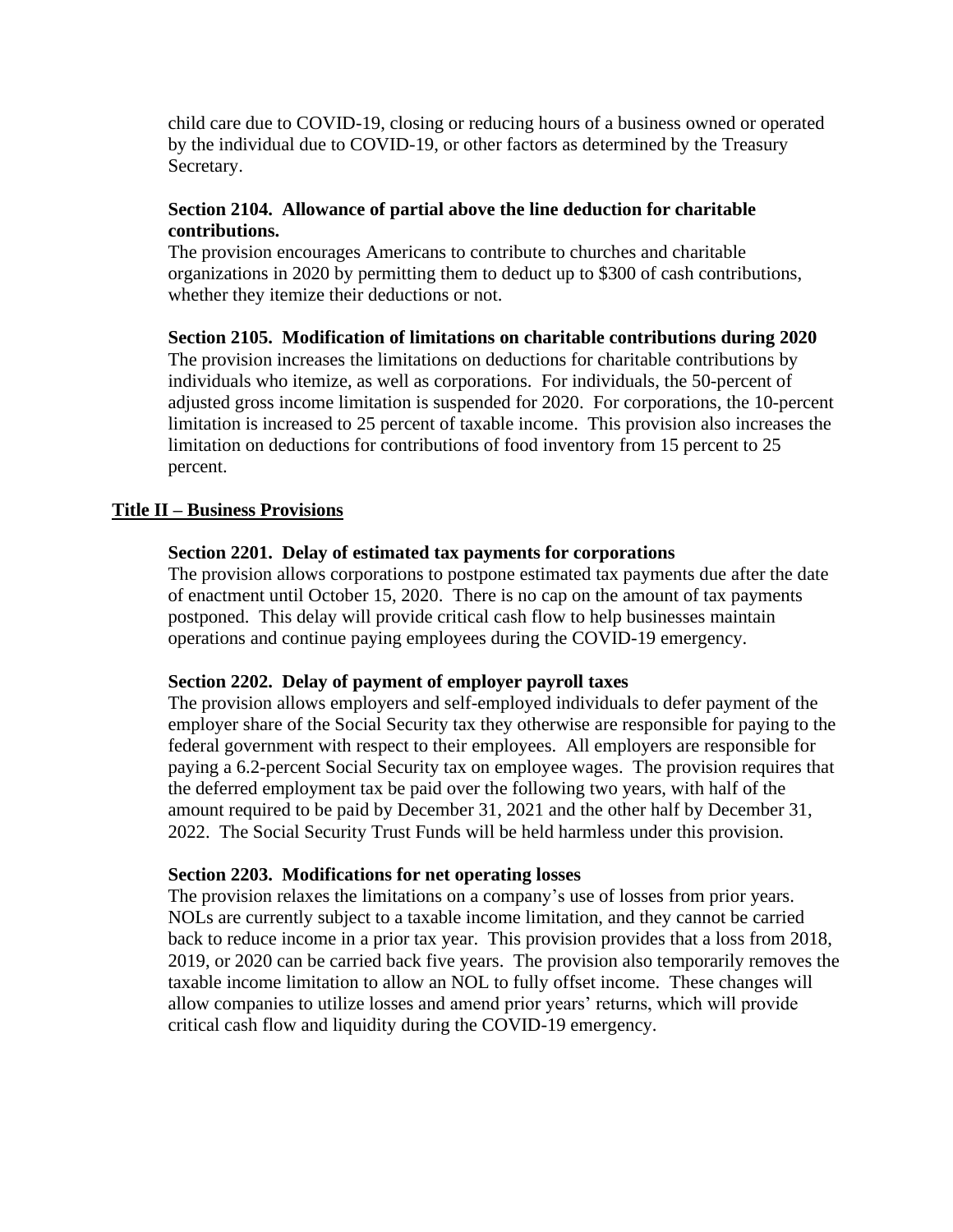child care due to COVID-19, closing or reducing hours of a business owned or operated by the individual due to COVID-19, or other factors as determined by the Treasury Secretary.

**Section 2104. Allowance of partial above the line deduction for charitable contributions.**
The provision encourages Americans to contribute to churches and charitable organizations in 2020 by permitting them to deduct up to $300 of cash contributions, whether they itemize their deductions or not.

**Section 2105. Modification of limitations on charitable contributions during 2020**
The provision increases the limitations on deductions for charitable contributions by individuals who itemize, as well as corporations. For individuals, the 50-percent of adjusted gross income limitation is suspended for 2020. For corporations, the 10-percent limitation is increased to 25 percent of taxable income. This provision also increases the limitation on deductions for contributions of food inventory from 15 percent to 25 percent.

## Title II – Business Provisions

**Section 2201. Delay of estimated tax payments for corporations**
The provision allows corporations to postpone estimated tax payments due after the date of enactment until October 15, 2020. There is no cap on the amount of tax payments postponed. This delay will provide critical cash flow to help businesses maintain operations and continue paying employees during the COVID-19 emergency.

**Section 2202. Delay of payment of employer payroll taxes**
The provision allows employers and self-employed individuals to defer payment of the employer share of the Social Security tax they otherwise are responsible for paying to the federal government with respect to their employees. All employers are responsible for paying a 6.2-percent Social Security tax on employee wages. The provision requires that the deferred employment tax be paid over the following two years, with half of the amount required to be paid by December 31, 2021 and the other half by December 31, 2022. The Social Security Trust Funds will be held harmless under this provision.

**Section 2203. Modifications for net operating losses**
The provision relaxes the limitations on a company's use of losses from prior years. NOLs are currently subject to a taxable income limitation, and they cannot be carried back to reduce income in a prior tax year. This provision provides that a loss from 2018, 2019, or 2020 can be carried back five years. The provision also temporarily removes the taxable income limitation to allow an NOL to fully offset income. These changes will allow companies to utilize losses and amend prior years' returns, which will provide critical cash flow and liquidity during the COVID-19 emergency.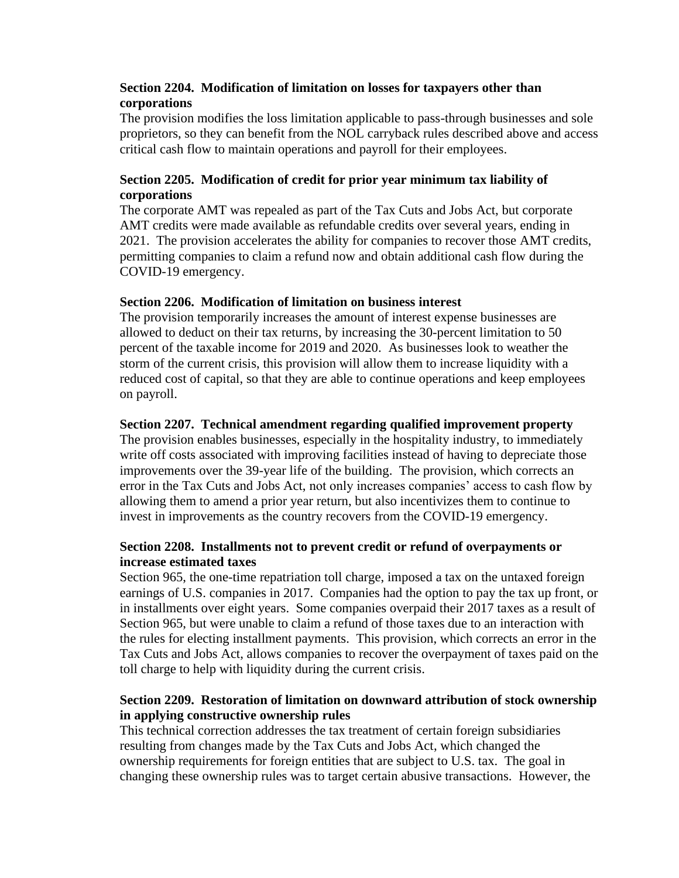**Section 2204. Modification of limitation on losses for taxpayers other than corporations**

The provision modifies the loss limitation applicable to pass-through businesses and sole proprietors, so they can benefit from the NOL carryback rules described above and access critical cash flow to maintain operations and payroll for their employees.

**Section 2205. Modification of credit for prior year minimum tax liability of corporations**

The corporate AMT was repealed as part of the Tax Cuts and Jobs Act, but corporate AMT credits were made available as refundable credits over several years, ending in 2021. The provision accelerates the ability for companies to recover those AMT credits, permitting companies to claim a refund now and obtain additional cash flow during the COVID-19 emergency.

**Section 2206. Modification of limitation on business interest**

The provision temporarily increases the amount of interest expense businesses are allowed to deduct on their tax returns, by increasing the 30-percent limitation to 50 percent of the taxable income for 2019 and 2020. As businesses look to weather the storm of the current crisis, this provision will allow them to increase liquidity with a reduced cost of capital, so that they are able to continue operations and keep employees on payroll.

**Section 2207. Technical amendment regarding qualified improvement property**

The provision enables businesses, especially in the hospitality industry, to immediately write off costs associated with improving facilities instead of having to depreciate those improvements over the 39-year life of the building. The provision, which corrects an error in the Tax Cuts and Jobs Act, not only increases companies' access to cash flow by allowing them to amend a prior year return, but also incentivizes them to continue to invest in improvements as the country recovers from the COVID-19 emergency.

**Section 2208. Installments not to prevent credit or refund of overpayments or increase estimated taxes**

Section 965, the one-time repatriation toll charge, imposed a tax on the untaxed foreign earnings of U.S. companies in 2017. Companies had the option to pay the tax up front, or in installments over eight years. Some companies overpaid their 2017 taxes as a result of Section 965, but were unable to claim a refund of those taxes due to an interaction with the rules for electing installment payments. This provision, which corrects an error in the Tax Cuts and Jobs Act, allows companies to recover the overpayment of taxes paid on the toll charge to help with liquidity during the current crisis.

**Section 2209. Restoration of limitation on downward attribution of stock ownership in applying constructive ownership rules**

This technical correction addresses the tax treatment of certain foreign subsidiaries resulting from changes made by the Tax Cuts and Jobs Act, which changed the ownership requirements for foreign entities that are subject to U.S. tax. The goal in changing these ownership rules was to target certain abusive transactions. However, the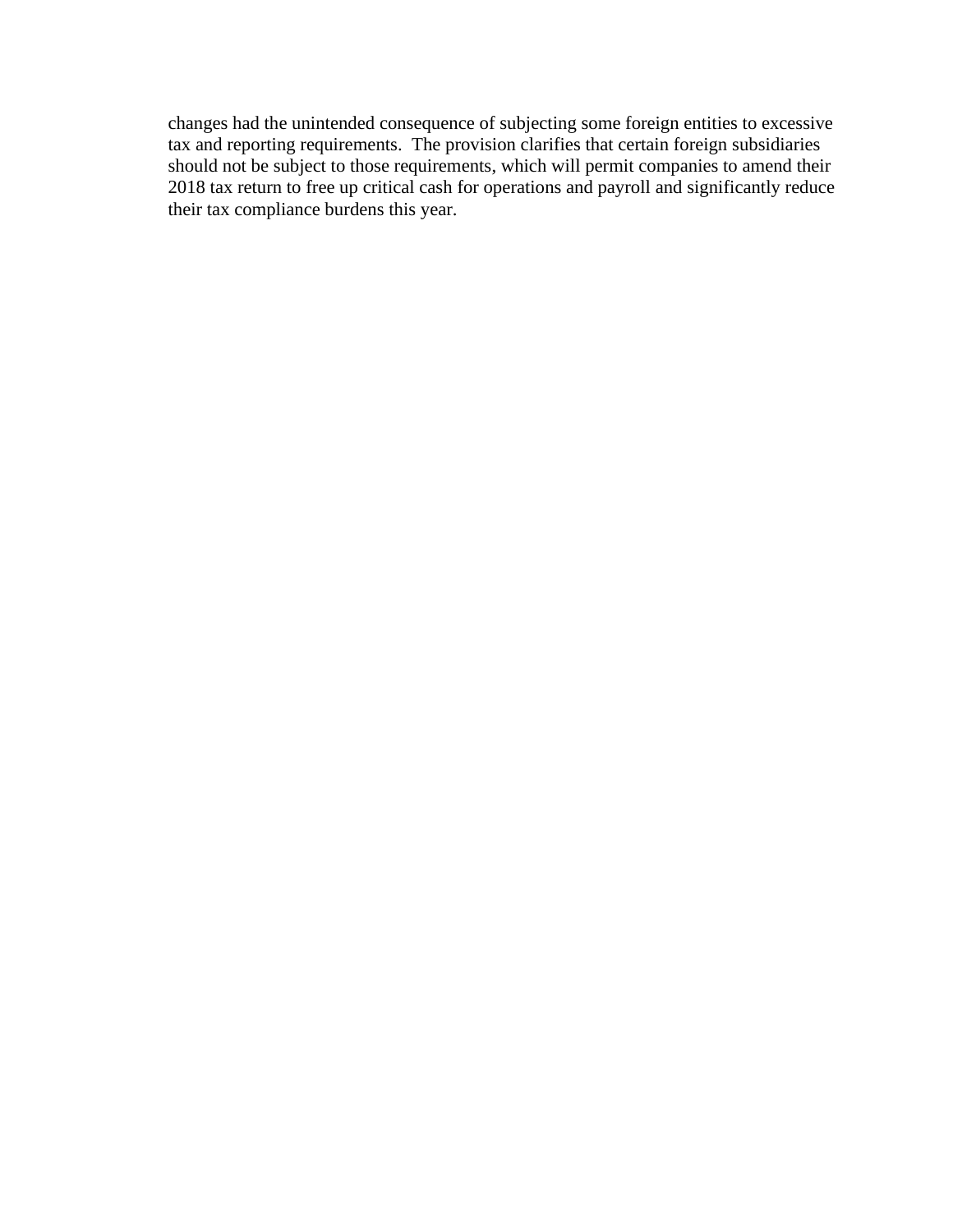changes had the unintended consequence of subjecting some foreign entities to excessive tax and reporting requirements.  The provision clarifies that certain foreign subsidiaries should not be subject to those requirements, which will permit companies to amend their 2018 tax return to free up critical cash for operations and payroll and significantly reduce their tax compliance burdens this year.